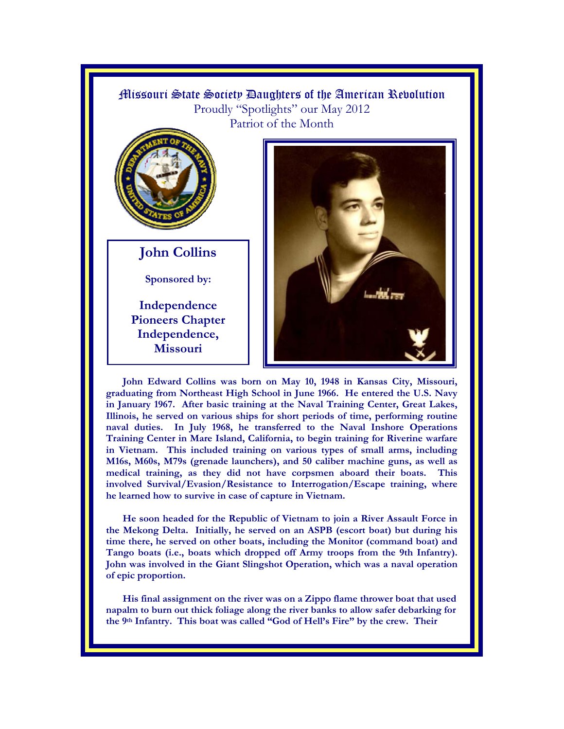# Missouri State Society Daughters of the American Revolution

Proudly "Spotlights" our May 2012
Patriot of the Month

## John Collins

**Sponsored by:**

**Independence Pioneers Chapter Independence, Missouri**

**John Edward Collins was born on May 10, 1948 in Kansas City, Missouri, graduating from Northeast High School in June 1966. He entered the U.S. Navy in January 1967. After basic training at the Naval Training Center, Great Lakes, Illinois, he served on various ships for short periods of time, performing routine naval duties. In July 1968, he transferred to the Naval Inshore Operations Training Center in Mare Island, California, to begin training for Riverine warfare in Vietnam. This included training on various types of small arms, including M16s, M60s, M79s (grenade launchers), and 50 caliber machine guns, as well as medical training, as they did not have corpsmen aboard their boats. This involved Survival/Evasion/Resistance to Interrogation/Escape training, where he learned how to survive in case of capture in Vietnam.**

**He soon headed for the Republic of Vietnam to join a River Assault Force in the Mekong Delta. Initially, he served on an ASPB (escort boat) but during his time there, he served on other boats, including the Monitor (command boat) and Tango boats (i.e., boats which dropped off Army troops from the 9th Infantry). John was involved in the Giant Slingshot Operation, which was a naval operation of epic proportion.**

**His final assignment on the river was on a Zippo flame thrower boat that used napalm to burn out thick foliage along the river banks to allow safer debarking for the 9th Infantry. This boat was called "God of Hell's Fire" by the crew. Their**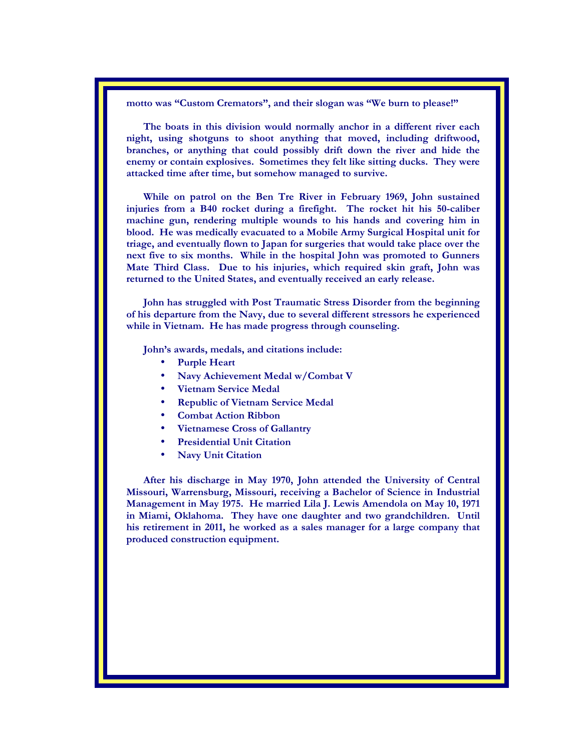**motto was "Custom Cremators", and their slogan was "We burn to please!"**

**The boats in this division would normally anchor in a different river each night, using shotguns to shoot anything that moved, including driftwood, branches, or anything that could possibly drift down the river and hide the enemy or contain explosives. Sometimes they felt like sitting ducks. They were attacked time after time, but somehow managed to survive.**

**While on patrol on the Ben Tre River in February 1969, John sustained injuries from a B40 rocket during a firefight. The rocket hit his 50-caliber machine gun, rendering multiple wounds to his hands and covering him in blood. He was medically evacuated to a Mobile Army Surgical Hospital unit for triage, and eventually flown to Japan for surgeries that would take place over the next five to six months. While in the hospital John was promoted to Gunners Mate Third Class. Due to his injuries, which required skin graft, John was returned to the United States, and eventually received an early release.**

**John has struggled with Post Traumatic Stress Disorder from the beginning of his departure from the Navy, due to several different stressors he experienced while in Vietnam. He has made progress through counseling.**

**John's awards, medals, and citations include:**

- **Purple Heart**
- **Navy Achievement Medal w/Combat V**
- **Vietnam Service Medal**
- **Republic of Vietnam Service Medal**
- **Combat Action Ribbon**
- **Vietnamese Cross of Gallantry**
- **Presidential Unit Citation**
- **Navy Unit Citation**

**After his discharge in May 1970, John attended the University of Central Missouri, Warrensburg, Missouri, receiving a Bachelor of Science in Industrial Management in May 1975. He married Lila J. Lewis Amendola on May 10, 1971 in Miami, Oklahoma. They have one daughter and two grandchildren. Until his retirement in 2011, he worked as a sales manager for a large company that produced construction equipment.**